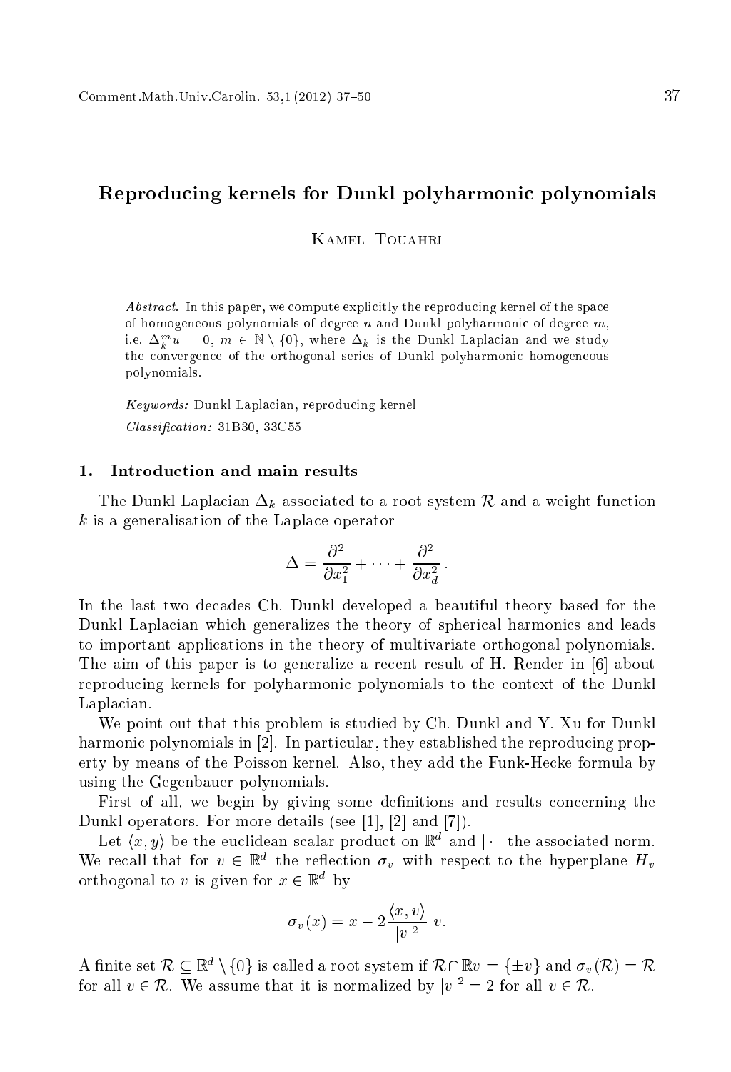# Reproducing kernels for Dunkl polyharmonic polynomials

Kamel Touahri

*Abstract.* In this paper, we compute explicitly the reproducing kernel of the space of homogeneous polynomials of degree $n$ and Dunkl polyharmonic of degree $m$, i.e. $\Delta_k^m u = 0$, $m \in \mathbb{N} \setminus \{0\}$, where $\Delta_k$ is the Dunkl Laplacian and we study the convergence of the orthogonal series of Dunkl polyharmonic homogeneous polynomials.

*Keywords:* Dunkl Laplacian, reproducing kernel

*Classification:* 31B30, 33C55

## 1. Introduction and main results

The Dunkl Laplacian $\Delta_k$ associated to a root system $\mathcal{R}$ and a weight function $k$ is a generalisation of the Laplace operator

$$\Delta = \frac{\partial^2}{\partial x_1^2} + \cdots + \frac{\partial^2}{\partial x_d^2}.$$

In the last two decades Ch. Dunkl developed a beautiful theory based for the Dunkl Laplacian which generalizes the theory of spherical harmonics and leads to important applications in the theory of multivariate orthogonal polynomials. The aim of this paper is to generalize a recent result of H. Render in [6] about reproducing kernels for polyharmonic polynomials to the context of the Dunkl Laplacian.

We point out that this problem is studied by Ch. Dunkl and Y. Xu for Dunkl harmonic polynomials in [2]. In particular, they established the reproducing property by means of the Poisson kernel. Also, they add the Funk-Hecke formula by using the Gegenbauer polynomials.

First of all, we begin by giving some definitions and results concerning the Dunkl operators. For more details (see [1], [2] and [7]).

Let $\langle x, y\rangle$ be the euclidean scalar product on $\mathbb{R}^d$ and $|\cdot|$ the associated norm. We recall that for $v \in \mathbb{R}^d$ the reflection $\sigma_v$ with respect to the hyperplane $H_v$ orthogonal to $v$ is given for $x \in \mathbb{R}^d$ by

$$\sigma_v(x) = x - 2\frac{\langle x, v\rangle}{|v|^2}\ v.$$

A finite set $\mathcal{R} \subseteq \mathbb{R}^d \setminus \{0\}$ is called a root system if $\mathcal{R} \cap \mathbb{R}v = \{\pm v\}$ and $\sigma_v(\mathcal{R}) = \mathcal{R}$ for all $v \in \mathcal{R}$. We assume that it is normalized by $|v|^2 = 2$ for all $v \in \mathcal{R}$.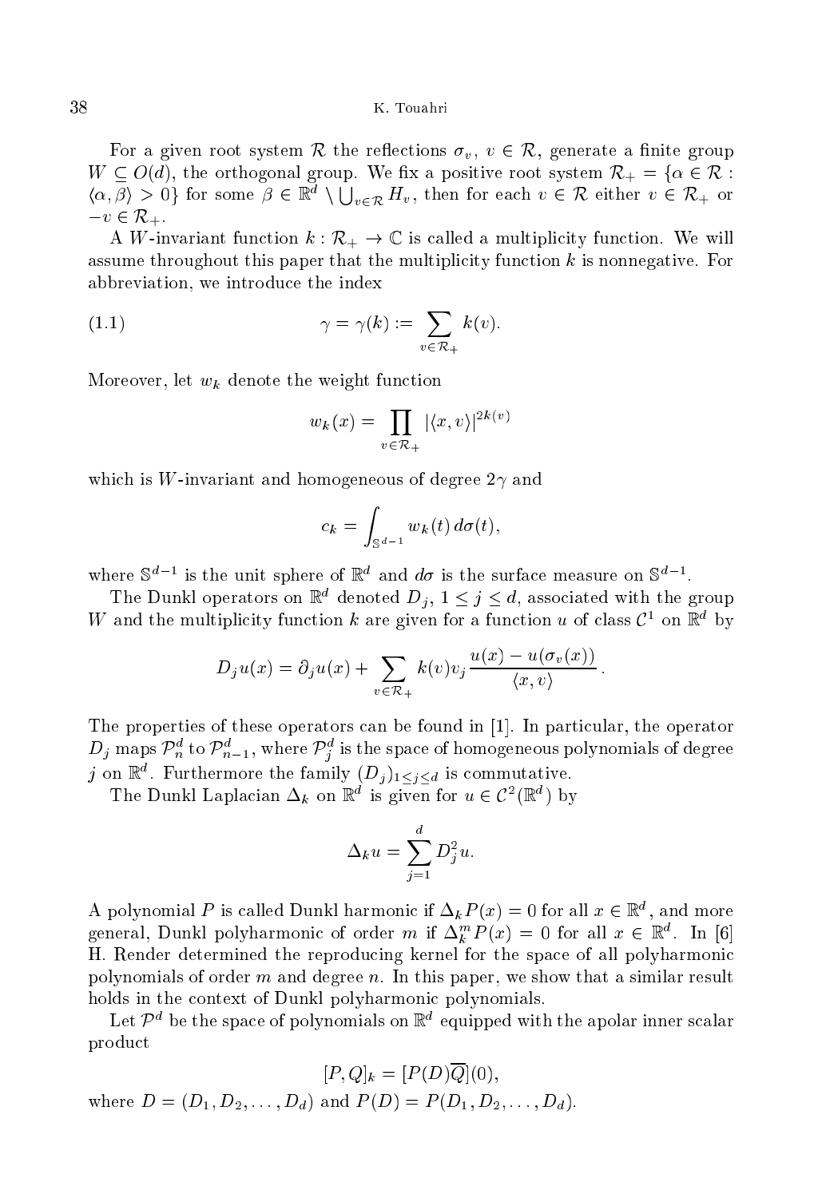For a given root system $\mathcal{R}$ the reflections $\sigma_v$, $v \in \mathcal{R}$, generate a finite group $W \subseteq O(d)$, the orthogonal group. We fix a positive root system $\mathcal{R}_+ = \{\alpha \in \mathcal{R} : \langle \alpha, \beta \rangle > 0\}$ for some $\beta \in \mathbb{R}^d \setminus \bigcup_{v \in \mathcal{R}} H_v$, then for each $v \in \mathcal{R}$ either $v \in \mathcal{R}_+$ or $-v \in \mathcal{R}_+$.

A $W$-invariant function $k : \mathcal{R}_+ \to \mathbb{C}$ is called a multiplicity function. We will assume throughout this paper that the multiplicity function $k$ is nonnegative. For abbreviation, we introduce the index

$$\gamma = \gamma(k) := \sum_{v \in \mathcal{R}_+} k(v). \tag{1.1}$$

Moreover, let $w_k$ denote the weight function

$$w_k(x) = \prod_{v \in \mathcal{R}_+} |\langle x, v \rangle|^{2k(v)}$$

which is $W$-invariant and homogeneous of degree $2\gamma$ and

$$c_k = \int_{\mathbb{S}^{d-1}} w_k(t)\, d\sigma(t),$$

where $\mathbb{S}^{d-1}$ is the unit sphere of $\mathbb{R}^d$ and $d\sigma$ is the surface measure on $\mathbb{S}^{d-1}$.

The Dunkl operators on $\mathbb{R}^d$ denoted $D_j$, $1 \leq j \leq d$, associated with the group $W$ and the multiplicity function $k$ are given for a function $u$ of class $\mathcal{C}^1$ on $\mathbb{R}^d$ by

$$D_j u(x) = \partial_j u(x) + \sum_{v \in \mathcal{R}_+} k(v) v_j \frac{u(x) - u(\sigma_v(x))}{\langle x, v \rangle}.$$

The properties of these operators can be found in [1]. In particular, the operator $D_j$ maps $\mathcal{P}_n^d$ to $\mathcal{P}_{n-1}^d$, where $\mathcal{P}_j^d$ is the space of homogeneous polynomials of degree $j$ on $\mathbb{R}^d$. Furthermore the family $(D_j)_{1 \leq j \leq d}$ is commutative.

The Dunkl Laplacian $\Delta_k$ on $\mathbb{R}^d$ is given for $u \in \mathcal{C}^2(\mathbb{R}^d)$ by

$$\Delta_k u = \sum_{j=1}^{d} D_j^2 u.$$

A polynomial $P$ is called Dunkl harmonic if $\Delta_k P(x) = 0$ for all $x \in \mathbb{R}^d$, and more general, Dunkl polyharmonic of order $m$ if $\Delta_k^m P(x) = 0$ for all $x \in \mathbb{R}^d$. In [6] H. Render determined the reproducing kernel for the space of all polyharmonic polynomials of order $m$ and degree $n$. In this paper, we show that a similar result holds in the context of Dunkl polyharmonic polynomials.

Let $\mathcal{P}^d$ be the space of polynomials on $\mathbb{R}^d$ equipped with the apolar inner scalar product

$$[P, Q]_k = [P(D)\overline{Q}](0),$$

where $D = (D_1, D_2, \ldots, D_d)$ and $P(D) = P(D_1, D_2, \ldots, D_d)$.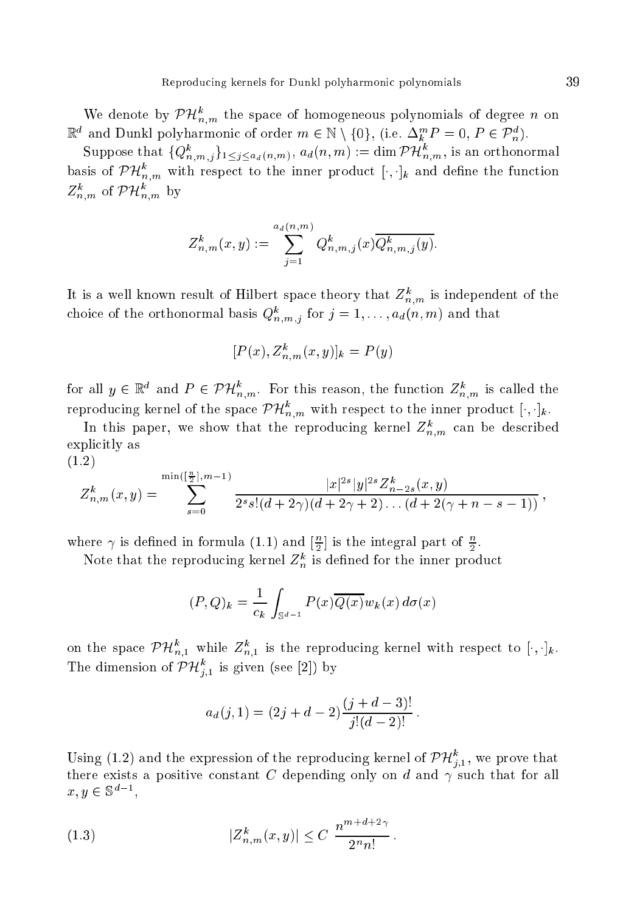We denote by $\mathcal{PH}^k_{n,m}$ the space of homogeneous polynomials of degree $n$ on $\mathbb{R}^d$ and Dunkl polyharmonic of order $m \in \mathbb{N} \setminus \{0\}$, (i.e. $\Delta_k^m P = 0$, $P \in \mathcal{P}^d_n$).

Suppose that $\{Q^k_{n,m,j}\}_{1 \le j \le a_d(n,m)}$, $a_d(n,m) := \dim \mathcal{PH}^k_{n,m}$, is an orthonormal basis of $\mathcal{PH}^k_{n,m}$ with respect to the inner product $[\cdot,\cdot]_k$ and define the function $Z^k_{n,m}$ of $\mathcal{PH}^k_{n,m}$ by

$$Z^k_{n,m}(x,y) := \sum_{j=1}^{a_d(n,m)} Q^k_{n,m,j}(x)\overline{Q^k_{n,m,j}(y)}.$$

It is a well known result of Hilbert space theory that $Z^k_{n,m}$ is independent of the choice of the orthonormal basis $Q^k_{n,m,j}$ for $j = 1, \ldots, a_d(n,m)$ and that

$$[P(x), Z^k_{n,m}(x,y)]_k = P(y)$$

for all $y \in \mathbb{R}^d$ and $P \in \mathcal{PH}^k_{n,m}$. For this reason, the function $Z^k_{n,m}$ is called the reproducing kernel of the space $\mathcal{PH}^k_{n,m}$ with respect to the inner product $[\cdot,\cdot]_k$.

In this paper, we show that the reproducing kernel $Z^k_{n,m}$ can be described explicitly as

(1.2)
$$Z^k_{n,m}(x,y) = \sum_{s=0}^{\min([\frac{n}{2}],m-1)} \frac{|x|^{2s}|y|^{2s} Z^k_{n-2s}(x,y)}{2^s s!(d+2\gamma)(d+2\gamma+2)\ldots(d+2(\gamma+n-s-1))},$$

where $\gamma$ is defined in formula (1.1) and $[\frac{n}{2}]$ is the integral part of $\frac{n}{2}$.

Note that the reproducing kernel $Z^k_n$ is defined for the inner product

$$(P,Q)_k = \frac{1}{c_k}\int_{\mathbb{S}^{d-1}} P(x)\overline{Q(x)} w_k(x)\, d\sigma(x)$$

on the space $\mathcal{PH}^k_{n,1}$ while $Z^k_{n,1}$ is the reproducing kernel with respect to $[\cdot,\cdot]_k$. The dimension of $\mathcal{PH}^k_{j,1}$ is given (see [2]) by

$$a_d(j,1) = (2j+d-2)\frac{(j+d-3)!}{j!(d-2)!}.$$

Using (1.2) and the expression of the reproducing kernel of $\mathcal{PH}^k_{j,1}$, we prove that there exists a positive constant $C$ depending only on $d$ and $\gamma$ such that for all $x, y \in \mathbb{S}^{d-1}$,

$$|Z^k_{n,m}(x,y)| \le C\ \frac{n^{m+d+2\gamma}}{2^n n!}. \tag{1.3}$$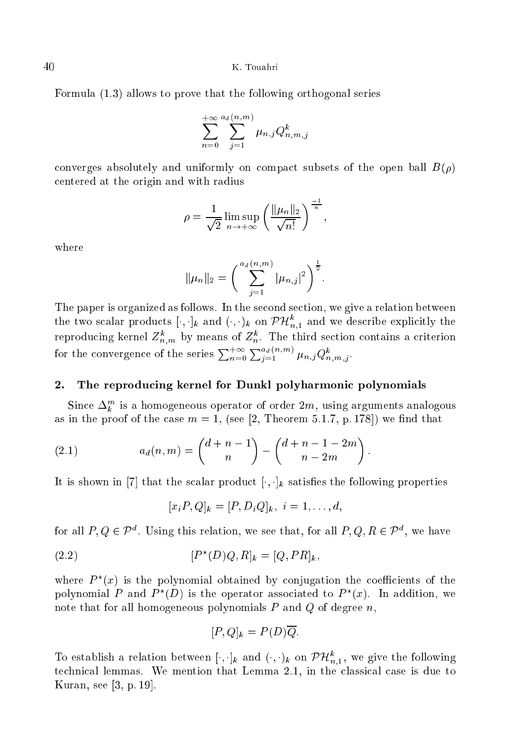Formula (1.3) allows to prove that the following orthogonal series

$$\sum_{n=0}^{+\infty}\sum_{j=1}^{a_d(n,m)}\mu_{n,j}Q^k_{n,m,j}$$

converges absolutely and uniformly on compact subsets of the open ball $B(\rho)$ centered at the origin and with radius

$$\rho=\frac{1}{\sqrt{2}}\limsup_{n\to+\infty}\left(\frac{\|\mu_n\|_2}{\sqrt{n!}}\right)^{\frac{-1}{n}},$$

where

$$\|\mu_n\|_2=\left(\sum_{j=1}^{a_d(n,m)}|\mu_{n,j}|^2\right)^{\frac{1}{2}}.$$

The paper is organized as follows. In the second section, we give a relation between the two scalar products $[\cdot,\cdot]_k$ and $(\cdot,\cdot)_k$ on $\mathcal{PH}^k_{n,1}$ and we describe explicitly the reproducing kernel $Z^k_{n,m}$ by means of $Z^k_n$. The third section contains a criterion for the convergence of the series $\sum_{n=0}^{+\infty}\sum_{j=1}^{a_d(n,m)}\mu_{n,j}Q^k_{n,m,j}$.

## 2. The reproducing kernel for Dunkl polyharmonic polynomials

Since $\Delta_k^m$ is a homogeneous operator of order $2m$, using arguments analogous as in the proof of the case $m=1$, (see [2, Theorem 5.1.7, p. 178]) we find that

$$a_d(n,m)=\binom{d+n-1}{n}-\binom{d+n-1-2m}{n-2m}. \tag{2.1}$$

It is shown in [7] that the scalar product $[\cdot,\cdot]_k$ satisfies the following properties

$$[x_iP,Q]_k=[P,D_iQ]_k,\ \ i=1,\dots,d,$$

for all $P,Q\in\mathcal{P}^d$. Using this relation, we see that, for all $P,Q,R\in\mathcal{P}^d$, we have

$$[P^\star(D)Q,R]_k=[Q,PR]_k, \tag{2.2}$$

where $P^\star(x)$ is the polynomial obtained by conjugation the coefficients of the polynomial $P$ and $P^\star(D)$ is the operator associated to $P^\star(x)$. In addition, we note that for all homogeneous polynomials $P$ and $Q$ of degree $n$,

$$[P,Q]_k=P(D)\overline{Q}.$$

To establish a relation between $[\cdot,\cdot]_k$ and $(\cdot,\cdot)_k$ on $\mathcal{PH}^k_{n,1}$, we give the following technical lemmas. We mention that Lemma 2.1, in the classical case is due to Kuran, see [3, p. 19].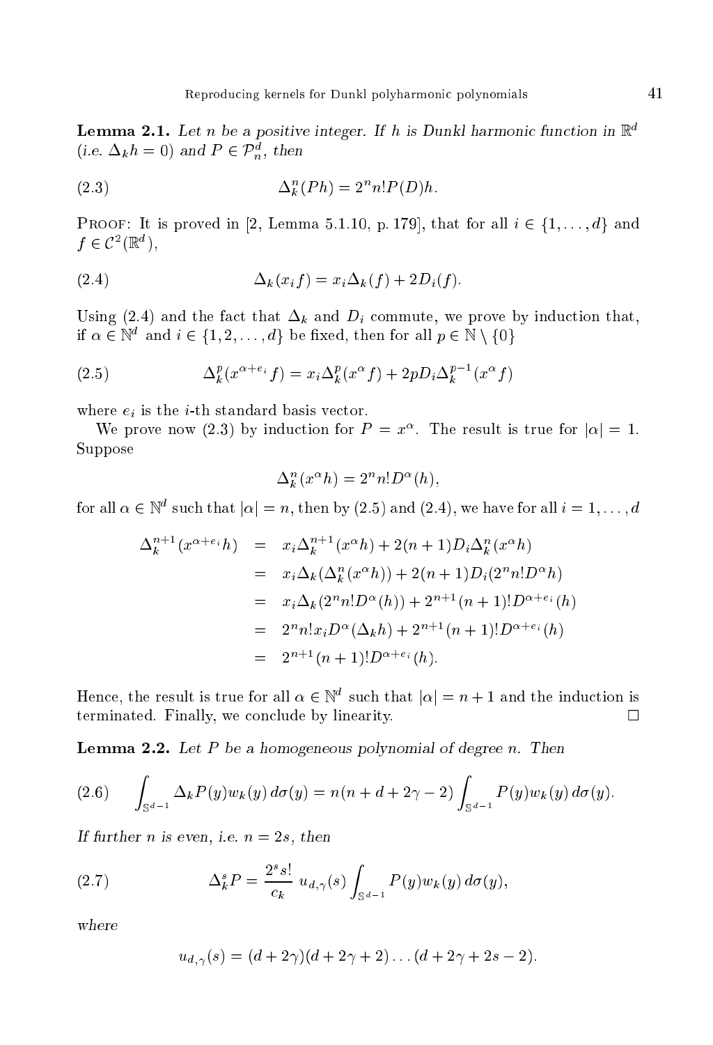**Lemma 2.1.** *Let $n$ be a positive integer. If $h$ is Dunkl harmonic function in $\mathbb{R}^d$ (i.e. $\Delta_k h = 0$) and $P \in \mathcal{P}_n^d$, then*

$$\Delta_k^n(Ph) = 2^n n! P(D)h. \tag{2.3}$$

Proof: It is proved in [2, Lemma 5.1.10, p. 179], that for all $i \in \{1, \ldots, d\}$ and $f \in \mathcal{C}^2(\mathbb{R}^d)$,

$$\Delta_k(x_i f) = x_i \Delta_k(f) + 2D_i(f). \tag{2.4}$$

Using (2.4) and the fact that $\Delta_k$ and $D_i$ commute, we prove by induction that, if $\alpha \in \mathbb{N}^d$ and $i \in \{1, 2, \ldots, d\}$ be fixed, then for all $p \in \mathbb{N} \setminus \{0\}$

$$\Delta_k^p(x^{\alpha+e_i} f) = x_i \Delta_k^p(x^\alpha f) + 2pD_i \Delta_k^{p-1}(x^\alpha f) \tag{2.5}$$

where $e_i$ is the $i$-th standard basis vector.

We prove now (2.3) by induction for $P = x^\alpha$. The result is true for $|\alpha| = 1$. Suppose

$$\Delta_k^n(x^\alpha h) = 2^n n! D^\alpha(h),$$

for all $\alpha \in \mathbb{N}^d$ such that $|\alpha| = n$, then by (2.5) and (2.4), we have for all $i = 1, \ldots, d$

$$\begin{aligned}
\Delta_k^{n+1}(x^{\alpha+e_i} h) &= x_i \Delta_k^{n+1}(x^\alpha h) + 2(n+1) D_i \Delta_k^n(x^\alpha h) \\
&= x_i \Delta_k(\Delta_k^n(x^\alpha h)) + 2(n+1) D_i(2^n n! D^\alpha h) \\
&= x_i \Delta_k(2^n n! D^\alpha(h)) + 2^{n+1}(n+1)! D^{\alpha+e_i}(h) \\
&= 2^n n! x_i D^\alpha(\Delta_k h) + 2^{n+1}(n+1)! D^{\alpha+e_i}(h) \\
&= 2^{n+1}(n+1)! D^{\alpha+e_i}(h).
\end{aligned}$$

Hence, the result is true for all $\alpha \in \mathbb{N}^d$ such that $|\alpha| = n+1$ and the induction is terminated. Finally, we conclude by linearity. $\square$

**Lemma 2.2.** *Let $P$ be a homogeneous polynomial of degree $n$. Then*

$$\int_{\mathbb{S}^{d-1}} \Delta_k P(y) w_k(y)\, d\sigma(y) = n(n+d+2\gamma-2) \int_{\mathbb{S}^{d-1}} P(y) w_k(y)\, d\sigma(y). \tag{2.6}$$

*If further $n$ is even, i.e. $n = 2s$, then*

$$\Delta_k^s P = \frac{2^s s!}{c_k}\; u_{d,\gamma}(s) \int_{\mathbb{S}^{d-1}} P(y) w_k(y)\, d\sigma(y), \tag{2.7}$$

*where*

$$u_{d,\gamma}(s) = (d+2\gamma)(d+2\gamma+2)\ldots(d+2\gamma+2s-2).$$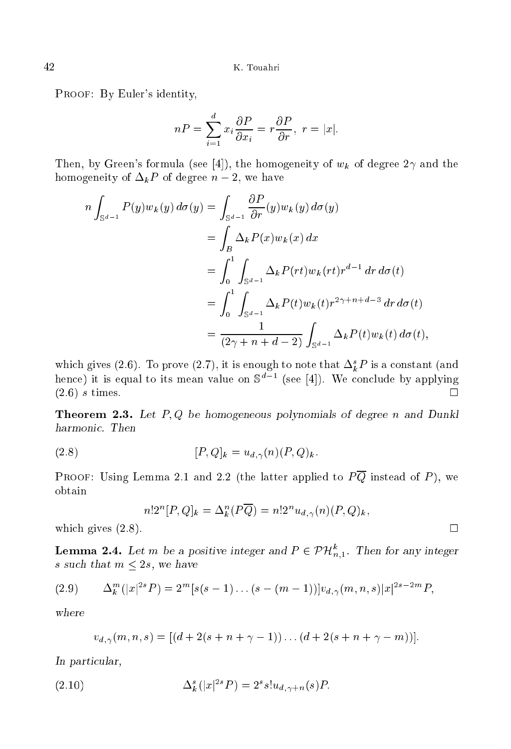Proof: By Euler's identity,

$$nP = \sum_{i=1}^{d} x_i \frac{\partial P}{\partial x_i} = r\frac{\partial P}{\partial r}, \ r = |x|.$$

Then, by Green's formula (see [4]), the homogeneity of $w_k$ of degree $2\gamma$ and the homogeneity of $\Delta_k P$ of degree $n-2$, we have

$$\begin{aligned}
n\int_{\mathbb{S}^{d-1}} P(y)w_k(y)\,d\sigma(y) &= \int_{\mathbb{S}^{d-1}} \frac{\partial P}{\partial r}(y)w_k(y)\,d\sigma(y) \\
&= \int_B \Delta_k P(x)w_k(x)\,dx \\
&= \int_0^1 \int_{\mathbb{S}^{d-1}} \Delta_k P(rt)w_k(rt)r^{d-1}\,dr\,d\sigma(t) \\
&= \int_0^1 \int_{\mathbb{S}^{d-1}} \Delta_k P(t)w_k(t)r^{2\gamma+n+d-3}\,dr\,d\sigma(t) \\
&= \frac{1}{(2\gamma+n+d-2)} \int_{\mathbb{S}^{d-1}} \Delta_k P(t)w_k(t)\,d\sigma(t),
\end{aligned}$$

which gives (2.6). To prove (2.7), it is enough to note that $\Delta_k^s P$ is a constant (and hence) it is equal to its mean value on $\mathbb{S}^{d-1}$ (see [4]). We conclude by applying (2.6) $s$ times. $\square$

**Theorem 2.3.** *Let $P, Q$ be homogeneous polynomials of degree $n$ and Dunkl harmonic. Then*

$$[P,Q]_k = u_{d,\gamma}(n)(P,Q)_k. \tag{2.8}$$

Proof: Using Lemma 2.1 and 2.2 (the latter applied to $P\overline{Q}$ instead of $P$), we obtain

$$n!2^n[P,Q]_k = \Delta_k^n(P\overline{Q}) = n!2^n u_{d,\gamma}(n)(P,Q)_k,$$

which gives (2.8). $\square$

**Lemma 2.4.** *Let $m$ be a positive integer and $P \in \mathcal{PH}^k_{n,1}$. Then for any integer $s$ such that $m \le 2s$, we have*

$$\Delta_k^m(|x|^{2s}P) = 2^m[s(s-1)\dots(s-(m-1))]v_{d,\gamma}(m,n,s)|x|^{2s-2m}P, \tag{2.9}$$

*where*

$$v_{d,\gamma}(m,n,s) = [(d+2(s+n+\gamma-1))\dots(d+2(s+n+\gamma-m))].$$

*In particular,*

$$\Delta_k^s(|x|^{2s}P) = 2^s s!\,u_{d,\gamma+n}(s)P. \tag{2.10}$$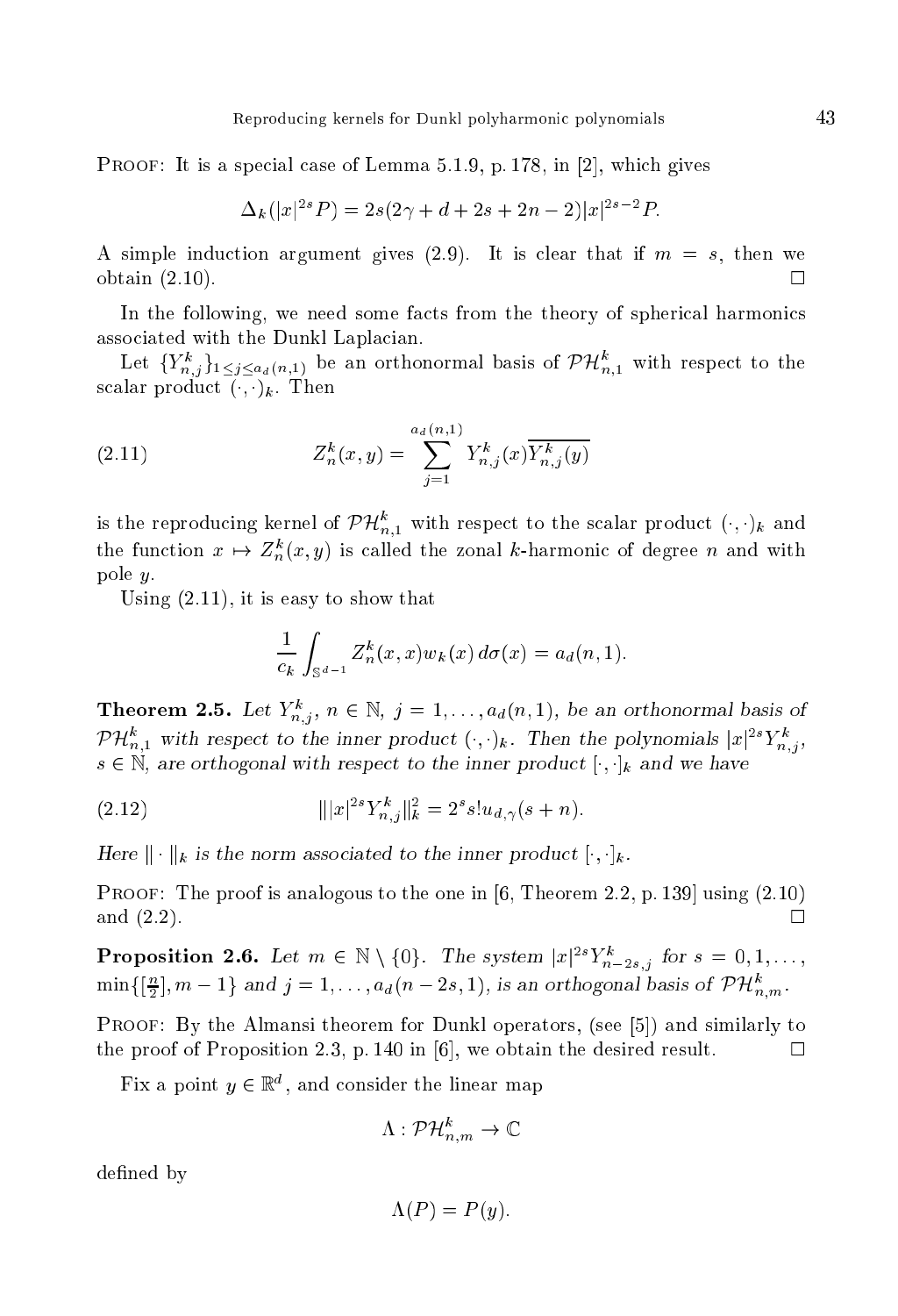PROOF: It is a special case of Lemma 5.1.9, p. 178, in [2], which gives

$$\Delta_k(|x|^{2s}P) = 2s(2\gamma + d + 2s + 2n - 2)|x|^{2s-2}P.$$

A simple induction argument gives (2.9). It is clear that if $m = s$, then we obtain (2.10). □

In the following, we need some facts from the theory of spherical harmonics associated with the Dunkl Laplacian.

Let $\{Y_{n,j}^k\}_{1\leq j\leq a_d(n,1)}$ be an orthonormal basis of $\mathcal{PH}_{n,1}^k$ with respect to the scalar product $(\cdot,\cdot)_k$. Then

$$Z_n^k(x,y) = \sum_{j=1}^{a_d(n,1)} Y_{n,j}^k(x)\overline{Y_{n,j}^k(y)} \tag{2.11}$$

is the reproducing kernel of $\mathcal{PH}_{n,1}^k$ with respect to the scalar product $(\cdot,\cdot)_k$ and the function $x \mapsto Z_n^k(x,y)$ is called the zonal $k$-harmonic of degree $n$ and with pole $y$.

Using (2.11), it is easy to show that

$$\frac{1}{c_k}\int_{\mathbb{S}^{d-1}} Z_n^k(x,x)w_k(x)\,d\sigma(x) = a_d(n,1).$$

**Theorem 2.5.** *Let $Y_{n,j}^k$, $n \in \mathbb{N}$, $j = 1,\ldots,a_d(n,1)$, be an orthonormal basis of $\mathcal{PH}_{n,1}^k$ with respect to the inner product $(\cdot,\cdot)_k$. Then the polynomials $|x|^{2s}Y_{n,j}^k$, $s \in \mathbb{N}$, are orthogonal with respect to the inner product $[\cdot,\cdot]_k$ and we have*

$$\||x|^{2s}Y_{n,j}^k\|_k^2 = 2^s s!\, u_{d,\gamma}(s+n). \tag{2.12}$$

*Here $\|\cdot\|_k$ is the norm associated to the inner product $[\cdot,\cdot]_k$.*

PROOF: The proof is analogous to the one in [6, Theorem 2.2, p. 139] using (2.10) and (2.2). □

**Proposition 2.6.** *Let $m \in \mathbb{N}\setminus\{0\}$. The system $|x|^{2s}Y_{n-2s,j}^k$ for $s = 0,1,\ldots,$ $\min\{[\frac{n}{2}], m-1\}$ and $j = 1,\ldots,a_d(n-2s,1)$, is an orthogonal basis of $\mathcal{PH}_{n,m}^k$.*

PROOF: By the Almansi theorem for Dunkl operators, (see [5]) and similarly to the proof of Proposition 2.3, p. 140 in [6], we obtain the desired result. □

Fix a point $y \in \mathbb{R}^d$, and consider the linear map

$$\Lambda : \mathcal{PH}_{n,m}^k \to \mathbb{C}$$

defined by

$$\Lambda(P) = P(y).$$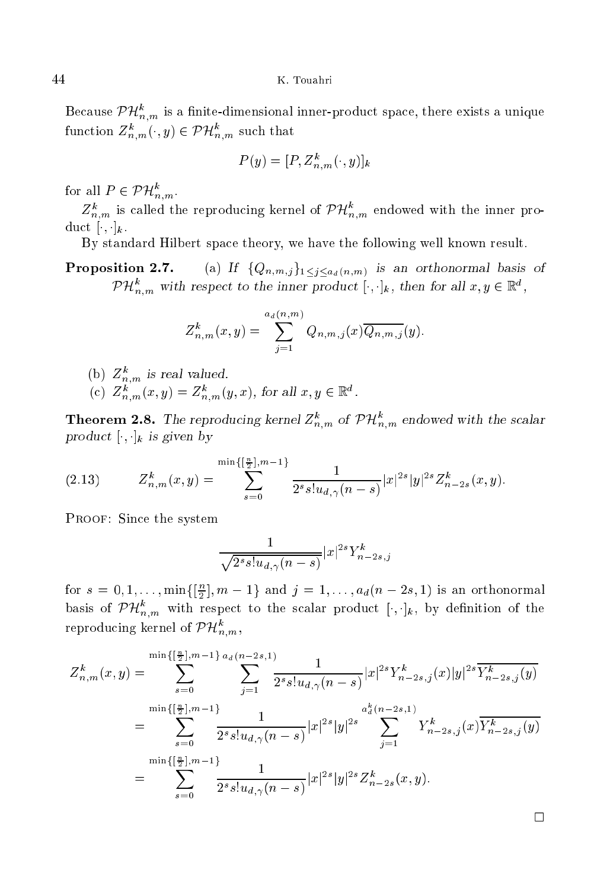Because $\mathcal{PH}_{n,m}^k$ is a finite-dimensional inner-product space, there exists a unique function $Z_{n,m}^k(\cdot, y) \in \mathcal{PH}_{n,m}^k$ such that

$$P(y) = [P, Z_{n,m}^k(\cdot, y)]_k$$

for all $P \in \mathcal{PH}_{n,m}^k$.

$Z_{n,m}^k$ is called the reproducing kernel of $\mathcal{PH}_{n,m}^k$ endowed with the inner product $[\cdot,\cdot]_k$.

By standard Hilbert space theory, we have the following well known result.

**Proposition 2.7.** *(a) If $\{Q_{n,m,j}\}_{1\leq j\leq a_d(n,m)}$ is an orthonormal basis of $\mathcal{PH}_{n,m}^k$ with respect to the inner product $[\cdot,\cdot]_k$, then for all $x, y \in \mathbb{R}^d$,*

$$Z_{n,m}^k(x,y) = \sum_{j=1}^{a_d(n,m)} Q_{n,m,j}(x)\overline{Q_{n,m,j}}(y).$$

*(b) $Z_{n,m}^k$ is real valued.*

*(c) $Z_{n,m}^k(x,y) = Z_{n,m}^k(y,x)$, for all $x, y \in \mathbb{R}^d$.*

**Theorem 2.8.** *The reproducing kernel $Z_{n,m}^k$ of $\mathcal{PH}_{n,m}^k$ endowed with the scalar product $[\cdot,\cdot]_k$ is given by*

$$Z_{n,m}^k(x,y) = \sum_{s=0}^{\min\{[\frac{n}{2}],m-1\}} \frac{1}{2^s s! u_{d,\gamma}(n-s)}|x|^{2s}|y|^{2s} Z_{n-2s}^k(x,y). \tag{2.13}$$

Proof: Since the system

$$\frac{1}{\sqrt{2^s s! u_{d,\gamma}(n-s)}}|x|^{2s} Y_{n-2s,j}^k$$

for $s = 0, 1, \ldots, \min\{[\frac{n}{2}], m-1\}$ and $j = 1, \ldots, a_d(n-2s, 1)$ is an orthonormal basis of $\mathcal{PH}_{n,m}^k$ with respect to the scalar product $[\cdot,\cdot]_k$, by definition of the reproducing kernel of $\mathcal{PH}_{n,m}^k$,

$$\begin{aligned}
Z_{n,m}^k(x,y) &= \sum_{s=0}^{\min\{[\frac{n}{2}],m-1\}} \sum_{j=1}^{a_d(n-2s,1)} \frac{1}{2^s s! u_{d,\gamma}(n-s)}|x|^{2s} Y_{n-2s,j}^k(x)|y|^{2s}\overline{Y_{n-2s,j}^k(y)} \\
&= \sum_{s=0}^{\min\{[\frac{n}{2}],m-1\}} \frac{1}{2^s s! u_{d,\gamma}(n-s)}|x|^{2s}|y|^{2s} \sum_{j=1}^{a_d^k(n-2s,1)} Y_{n-2s,j}^k(x)\overline{Y_{n-2s,j}^k(y)} \\
&= \sum_{s=0}^{\min\{[\frac{n}{2}],m-1\}} \frac{1}{2^s s! u_{d,\gamma}(n-s)}|x|^{2s}|y|^{2s} Z_{n-2s}^k(x,y).
\end{aligned}$$

□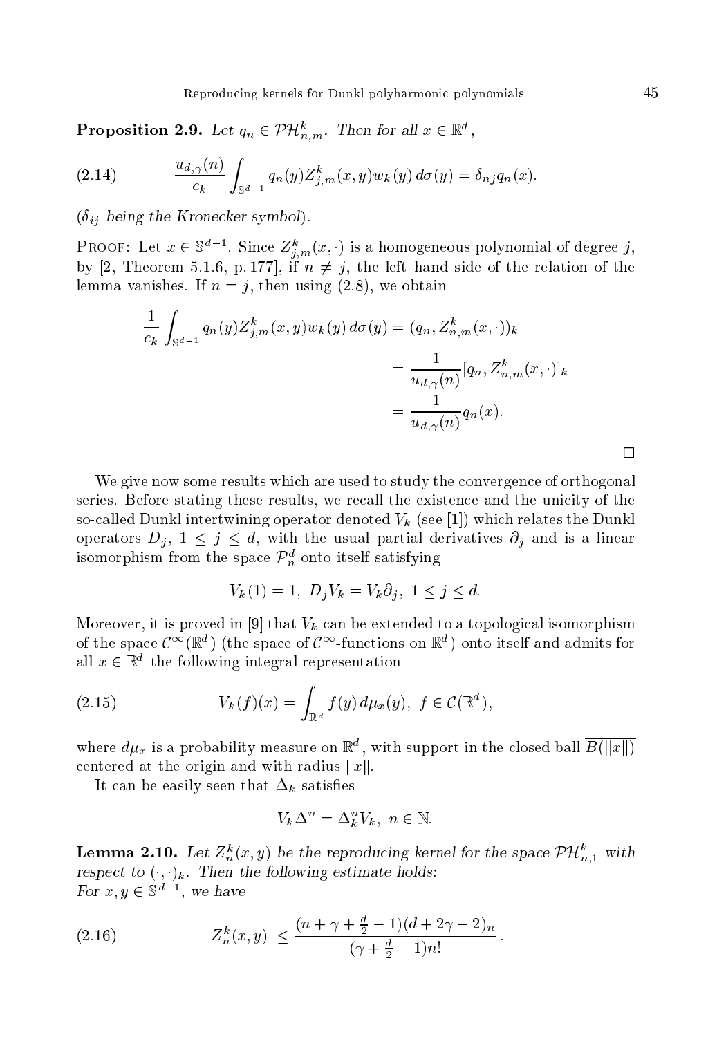**Proposition 2.9.** *Let $q_n \in \mathcal{PH}^k_{n,m}$. Then for all $x \in \mathbb{R}^d$,*

$$\frac{u_{d,\gamma}(n)}{c_k} \int_{\mathbb{S}^{d-1}} q_n(y) Z^k_{j,m}(x,y) w_k(y)\, d\sigma(y) = \delta_{nj} q_n(x). \tag{2.14}$$

*($\delta_{ij}$ being the Kronecker symbol).*

Proof: Let $x \in \mathbb{S}^{d-1}$. Since $Z^k_{j,m}(x,\cdot)$ is a homogeneous polynomial of degree $j$, by [2, Theorem 5.1.6, p. 177], if $n \neq j$, the left hand side of the relation of the lemma vanishes. If $n = j$, then using (2.8), we obtain

$$\begin{aligned}
\frac{1}{c_k} \int_{\mathbb{S}^{d-1}} q_n(y) Z^k_{j,m}(x,y) w_k(y)\, d\sigma(y) &= (q_n, Z^k_{n,m}(x,\cdot))_k \\
&= \frac{1}{u_{d,\gamma}(n)} [q_n, Z^k_{n,m}(x,\cdot)]_k \\
&= \frac{1}{u_{d,\gamma}(n)} q_n(x).
\end{aligned}$$

□

We give now some results which are used to study the convergence of orthogonal series. Before stating these results, we recall the existence and the unicity of the so-called Dunkl intertwining operator denoted $V_k$ (see [1]) which relates the Dunkl operators $D_j$, $1 \leq j \leq d$, with the usual partial derivatives $\partial_j$ and is a linear isomorphism from the space $\mathcal{P}^d_n$ onto itself satisfying

$$V_k(1) = 1,\ D_j V_k = V_k \partial_j,\ 1 \leq j \leq d.$$

Moreover, it is proved in [9] that $V_k$ can be extended to a topological isomorphism of the space $\mathcal{C}^\infty(\mathbb{R}^d)$ (the space of $\mathcal{C}^\infty$-functions on $\mathbb{R}^d$) onto itself and admits for all $x \in \mathbb{R}^d$ the following integral representation

$$V_k(f)(x) = \int_{\mathbb{R}^d} f(y)\, d\mu_x(y),\ f \in \mathcal{C}(\mathbb{R}^d), \tag{2.15}$$

where $d\mu_x$ is a probability measure on $\mathbb{R}^d$, with support in the closed ball $\overline{B(\|x\|)}$ centered at the origin and with radius $\|x\|$.

It can be easily seen that $\Delta_k$ satisfies

$$V_k \Delta^n = \Delta^n_k V_k,\ n \in \mathbb{N}.$$

**Lemma 2.10.** *Let $Z^k_n(x,y)$ be the reproducing kernel for the space $\mathcal{PH}^k_{n,1}$ with respect to $(\cdot,\cdot)_k$. Then the following estimate holds:*
*For $x, y \in \mathbb{S}^{d-1}$, we have*

$$|Z^k_n(x,y)| \leq \frac{(n + \gamma + \frac{d}{2} - 1)(d + 2\gamma - 2)_n}{(\gamma + \frac{d}{2} - 1) n!}. \tag{2.16}$$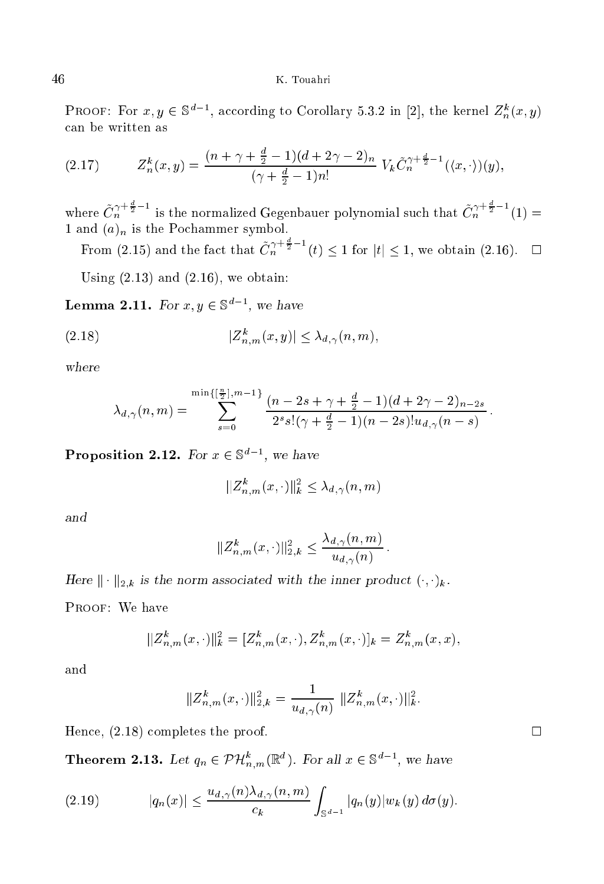PROOF: For $x, y \in \mathbb{S}^{d-1}$, according to Corollary 5.3.2 in [2], the kernel $Z_n^k(x,y)$ can be written as

$$Z_n^k(x,y) = \frac{(n+\gamma+\frac{d}{2}-1)(d+2\gamma-2)_n}{(\gamma+\frac{d}{2}-1)n!} \; V_k \tilde{C}_n^{\gamma+\frac{d}{2}-1}(\langle x, \cdot \rangle)(y), \tag{2.17}$$

where $\tilde{C}_n^{\gamma+\frac{d}{2}-1}$ is the normalized Gegenbauer polynomial such that $\tilde{C}_n^{\gamma+\frac{d}{2}-1}(1) = 1$ and $(a)_n$ is the Pochammer symbol.

From (2.15) and the fact that $\tilde{C}_n^{\gamma+\frac{d}{2}-1}(t) \leq 1$ for $|t| \leq 1$, we obtain (2.16). $\square$

Using (2.13) and (2.16), we obtain:

**Lemma 2.11.** *For $x, y \in \mathbb{S}^{d-1}$, we have*

$$|Z_{n,m}^k(x,y)| \leq \lambda_{d,\gamma}(n,m), \tag{2.18}$$

*where*

$$\lambda_{d,\gamma}(n,m) = \sum_{s=0}^{\min\{[\frac{n}{2}],m-1\}} \frac{(n-2s+\gamma+\frac{d}{2}-1)(d+2\gamma-2)_{n-2s}}{2^s s!(\gamma+\frac{d}{2}-1)(n-2s)! u_{d,\gamma}(n-s)}.$$

**Proposition 2.12.** *For $x \in \mathbb{S}^{d-1}$, we have*

$$||Z_{n,m}^k(x,\cdot)||_k^2 \leq \lambda_{d,\gamma}(n,m)$$

*and*

$$\|Z_{n,m}^k(x,\cdot)\|_{2,k}^2 \leq \frac{\lambda_{d,\gamma}(n,m)}{u_{d,\gamma}(n)}.$$

*Here $\|\cdot\|_{2,k}$ is the norm associated with the inner product $(\cdot,\cdot)_k$.*

PROOF: We have

$$||Z_{n,m}^k(x,\cdot)||_k^2 = [Z_{n,m}^k(x,\cdot), Z_{n,m}^k(x,\cdot)]_k = Z_{n,m}^k(x,x),$$

and

$$\|Z_{n,m}^k(x,\cdot)\|_{2,k}^2 = \frac{1}{u_{d,\gamma}(n)} \; \|Z_{n,m}^k(x,\cdot)\|_k^2.$$

Hence, (2.18) completes the proof. $\square$

**Theorem 2.13.** *Let $q_n \in \mathcal{PH}_{n,m}^k(\mathbb{R}^d)$. For all $x \in \mathbb{S}^{d-1}$, we have*

$$|q_n(x)| \leq \frac{u_{d,\gamma}(n)\lambda_{d,\gamma}(n,m)}{c_k} \int_{\mathbb{S}^{d-1}} |q_n(y)| w_k(y)\, d\sigma(y). \tag{2.19}$$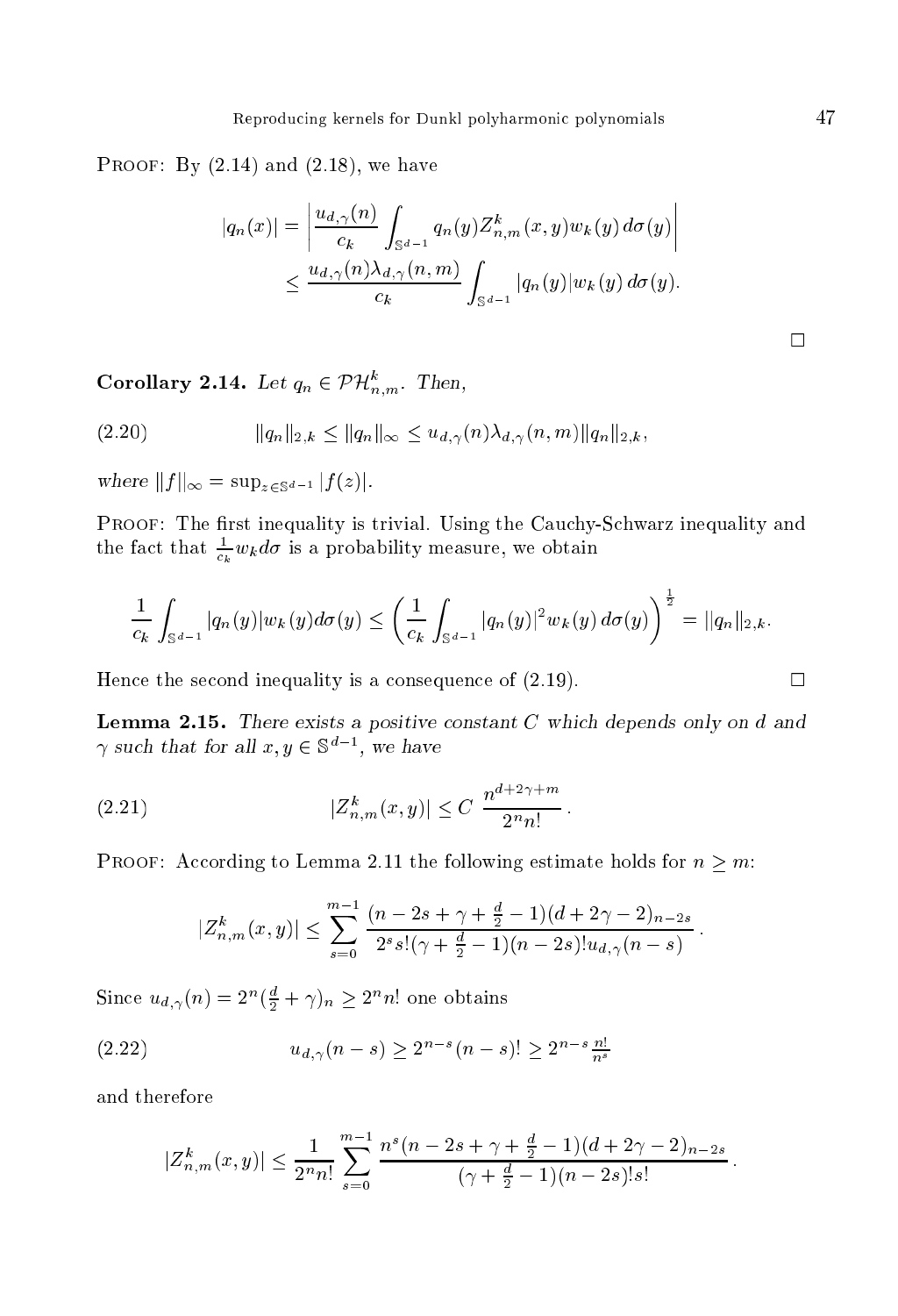PROOF: By (2.14) and (2.18), we have

$$
\begin{aligned}
|q_n(x)| &= \left| \frac{u_{d,\gamma}(n)}{c_k} \int_{\mathbb{S}^{d-1}} q_n(y) Z^k_{n,m}(x,y) w_k(y)\, d\sigma(y) \right| \\
&\leq \frac{u_{d,\gamma}(n)\lambda_{d,\gamma}(n,m)}{c_k} \int_{\mathbb{S}^{d-1}} |q_n(y)| w_k(y)\, d\sigma(y).
\end{aligned}
$$

□

**Corollary 2.14.** *Let $q_n \in \mathcal{PH}^k_{n,m}$. Then,*

$$
\|q_n\|_{2,k} \leq \|q_n\|_\infty \leq u_{d,\gamma}(n)\lambda_{d,\gamma}(n,m)\|q_n\|_{2,k}, \tag{2.20}
$$

*where $\|f\|_\infty = \sup_{z\in\mathbb{S}^{d-1}} |f(z)|$.*

PROOF: The first inequality is trivial. Using the Cauchy-Schwarz inequality and the fact that $\frac{1}{c_k} w_k d\sigma$ is a probability measure, we obtain

$$
\frac{1}{c_k} \int_{\mathbb{S}^{d-1}} |q_n(y)| w_k(y) d\sigma(y) \leq \left( \frac{1}{c_k} \int_{\mathbb{S}^{d-1}} |q_n(y)|^2 w_k(y)\, d\sigma(y) \right)^{\frac{1}{2}} = ||q_n||_{2,k}.
$$

Hence the second inequality is a consequence of (2.19). □

**Lemma 2.15.** *There exists a positive constant $C$ which depends only on $d$ and $\gamma$ such that for all $x, y \in \mathbb{S}^{d-1}$, we have*

$$
|Z^k_{n,m}(x,y)| \leq C \;\frac{n^{d+2\gamma+m}}{2^n n!}\,. \tag{2.21}
$$

PROOF: According to Lemma 2.11 the following estimate holds for $n \geq m$:

$$
|Z^k_{n,m}(x,y)| \leq \sum_{s=0}^{m-1} \frac{(n-2s+\gamma+\frac{d}{2}-1)(d+2\gamma-2)_{n-2s}}{2^s s!(\gamma+\frac{d}{2}-1)(n-2s)! u_{d,\gamma}(n-s)}\,.
$$

Since $u_{d,\gamma}(n) = 2^n(\frac{d}{2}+\gamma)_n \geq 2^n n!$ one obtains

$$
u_{d,\gamma}(n-s) \geq 2^{n-s}(n-s)! \geq 2^{n-s}\tfrac{n!}{n^s} \tag{2.22}
$$

and therefore

$$
|Z^k_{n,m}(x,y)| \leq \frac{1}{2^n n!} \sum_{s=0}^{m-1} \frac{n^s(n-2s+\gamma+\frac{d}{2}-1)(d+2\gamma-2)_{n-2s}}{(\gamma+\frac{d}{2}-1)(n-2s)!s!}\,.
$$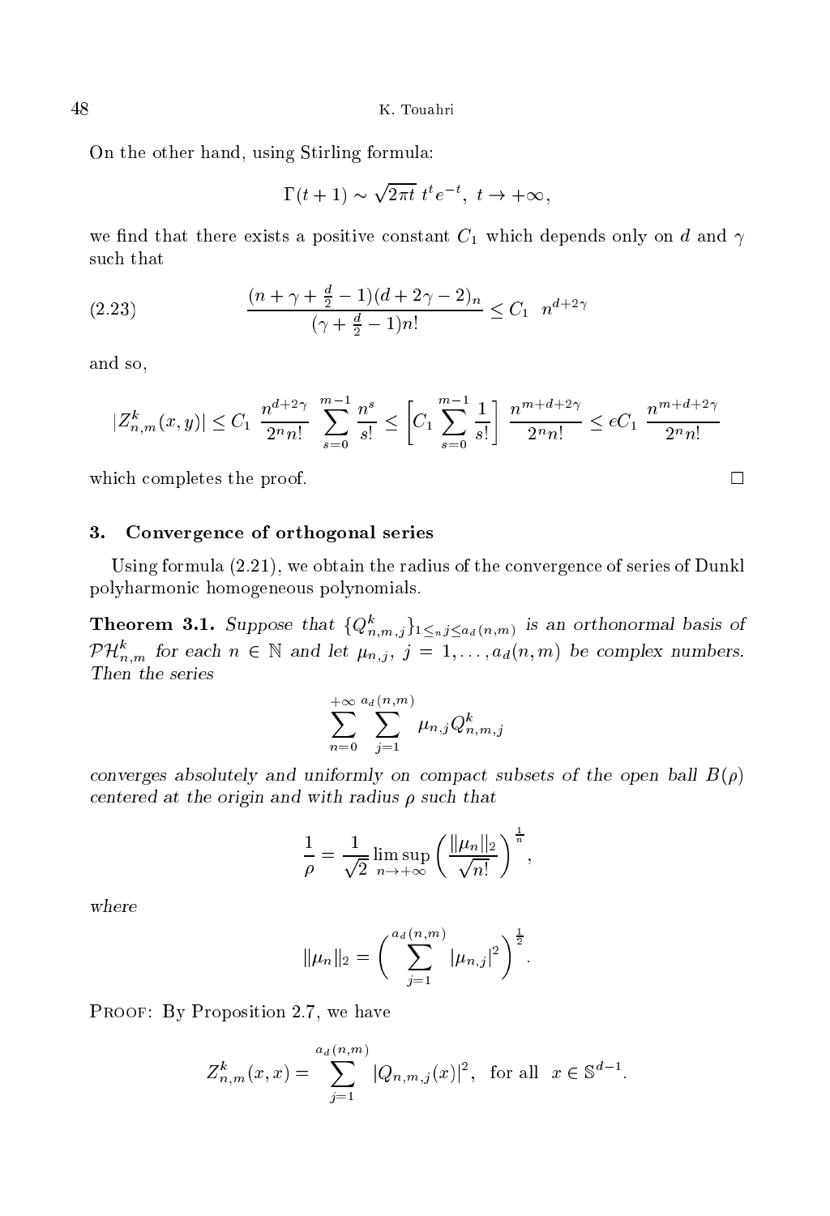On the other hand, using Stirling formula:

$$\Gamma(t+1) \sim \sqrt{2\pi t}\; t^t e^{-t},\; t \to +\infty,$$

we find that there exists a positive constant $C_1$ which depends only on $d$ and $\gamma$ such that

$$\frac{(n+\gamma+\frac{d}{2}-1)(d+2\gamma-2)_n}{(\gamma+\frac{d}{2}-1)n!} \leq C_1 \;\; n^{d+2\gamma} \tag{2.23}$$

and so,

$$|Z^k_{n,m}(x,y)| \leq C_1 \; \frac{n^{d+2\gamma}}{2^n n!} \; \sum_{s=0}^{m-1} \frac{n^s}{s!} \leq \left[ C_1 \sum_{s=0}^{m-1} \frac{1}{s!} \right] \; \frac{n^{m+d+2\gamma}}{2^n n!} \leq eC_1 \; \frac{n^{m+d+2\gamma}}{2^n n!}$$

which completes the proof. $\square$

## 3. Convergence of orthogonal series

Using formula (2.21), we obtain the radius of the convergence of series of Dunkl polyharmonic homogeneous polynomials.

**Theorem 3.1.** *Suppose that $\{Q^k_{n,m,j}\}_{1 \leq_n j \leq a_d(n,m)}$ is an orthonormal basis of $\mathcal{PH}^k_{n,m}$ for each $n \in \mathbb{N}$ and let $\mu_{n,j}$, $j = 1, \dots, a_d(n,m)$ be complex numbers. Then the series*

$$\sum_{n=0}^{+\infty} \sum_{j=1}^{a_d(n,m)} \; \mu_{n,j} Q^k_{n,m,j}$$

*converges absolutely and uniformly on compact subsets of the open ball $B(\rho)$ centered at the origin and with radius $\rho$ such that*

$$\frac{1}{\rho} = \frac{1}{\sqrt{2}} \limsup_{n \to +\infty} \left( \frac{\|\mu_n\|_2}{\sqrt{n!}} \right)^{\frac{1}{n}},$$

*where*

$$\|\mu_n\|_2 = \left( \sum_{j=1}^{a_d(n,m)} |\mu_{n,j}|^2 \right)^{\frac{1}{2}}.$$

Proof: By Proposition 2.7, we have

$$Z^k_{n,m}(x,x) = \sum_{j=1}^{a_d(n,m)} |Q_{n,m,j}(x)|^2, \;\; \text{for all} \;\; x \in \mathbb{S}^{d-1}.$$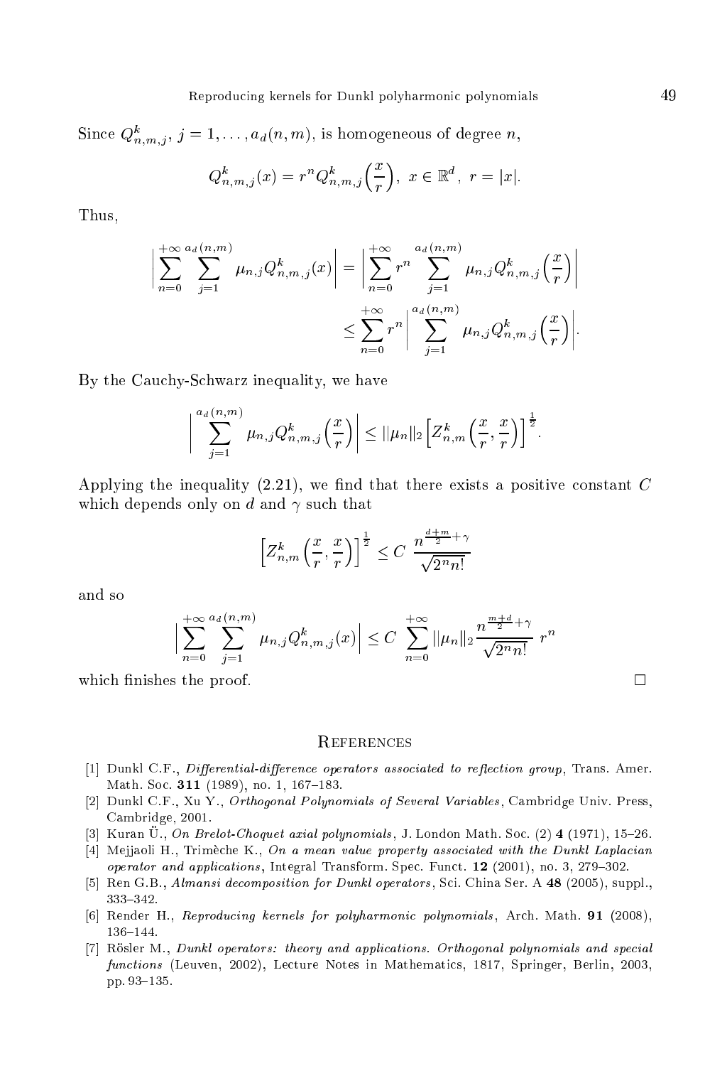Since $Q^k_{n,m,j}$, $j = 1, \dots, a_d(n,m)$, is homogeneous of degree $n$,

$$Q^k_{n,m,j}(x) = r^n Q^k_{n,m,j}\Big(\frac{x}{r}\Big), \ x \in \mathbb{R}^d, \ r = |x|.$$

Thus,

$$\begin{aligned}
\Big|\sum_{n=0}^{+\infty}\sum_{j=1}^{a_d(n,m)} \mu_{n,j} Q^k_{n,m,j}(x)\Big| &= \Big|\sum_{n=0}^{+\infty} r^n \sum_{j=1}^{a_d(n,m)} \mu_{n,j} Q^k_{n,m,j}\Big(\frac{x}{r}\Big)\Big| \\
&\leq \sum_{n=0}^{+\infty} r^n \Big|\sum_{j=1}^{a_d(n,m)} \mu_{n,j} Q^k_{n,m,j}\Big(\frac{x}{r}\Big)\Big|.
\end{aligned}$$

By the Cauchy-Schwarz inequality, we have

$$\Big|\sum_{j=1}^{a_d(n,m)} \mu_{n,j} Q^k_{n,m,j}\Big(\frac{x}{r}\Big)\Big| \leq ||\mu_n||_2 \Big[Z^k_{n,m}\Big(\frac{x}{r}, \frac{x}{r}\Big)\Big]^{\frac{1}{2}}.$$

Applying the inequality (2.21), we find that there exists a positive constant $C$ which depends only on $d$ and $\gamma$ such that

$$\Big[Z^k_{n,m}\Big(\frac{x}{r}, \frac{x}{r}\Big)\Big]^{\frac{1}{2}} \leq C \ \frac{n^{\frac{d+m}{2}+\gamma}}{\sqrt{2^n n!}}$$

and so

$$\Big|\sum_{n=0}^{+\infty}\sum_{j=1}^{a_d(n,m)} \mu_{n,j} Q^k_{n,m,j}(x)\Big| \leq C \ \sum_{n=0}^{+\infty} ||\mu_n||_2 \frac{n^{\frac{m+d}{2}+\gamma}}{\sqrt{2^n n!}} \ r^n$$

which finishes the proof. □

## References

[1] Dunkl C.F., *Differential-difference operators associated to reflection group*, Trans. Amer. Math. Soc. **311** (1989), no. 1, 167–183.

[2] Dunkl C.F., Xu Y., *Orthogonal Polynomials of Several Variables*, Cambridge Univ. Press, Cambridge, 2001.

[3] Kuran Ü., *On Brelot-Choquet axial polynomials*, J. London Math. Soc. (2) **4** (1971), 15–26.

[4] Mejjaoli H., Trimèche K., *On a mean value property associated with the Dunkl Laplacian operator and applications*, Integral Transform. Spec. Funct. **12** (2001), no. 3, 279–302.

[5] Ren G.B., *Almansi decomposition for Dunkl operators*, Sci. China Ser. A **48** (2005), suppl., 333–342.

[6] Render H., *Reproducing kernels for polyharmonic polynomials*, Arch. Math. **91** (2008), 136–144.

[7] Rösler M., *Dunkl operators: theory and applications. Orthogonal polynomials and special functions* (Leuven, 2002), Lecture Notes in Mathematics, 1817, Springer, Berlin, 2003, pp. 93–135.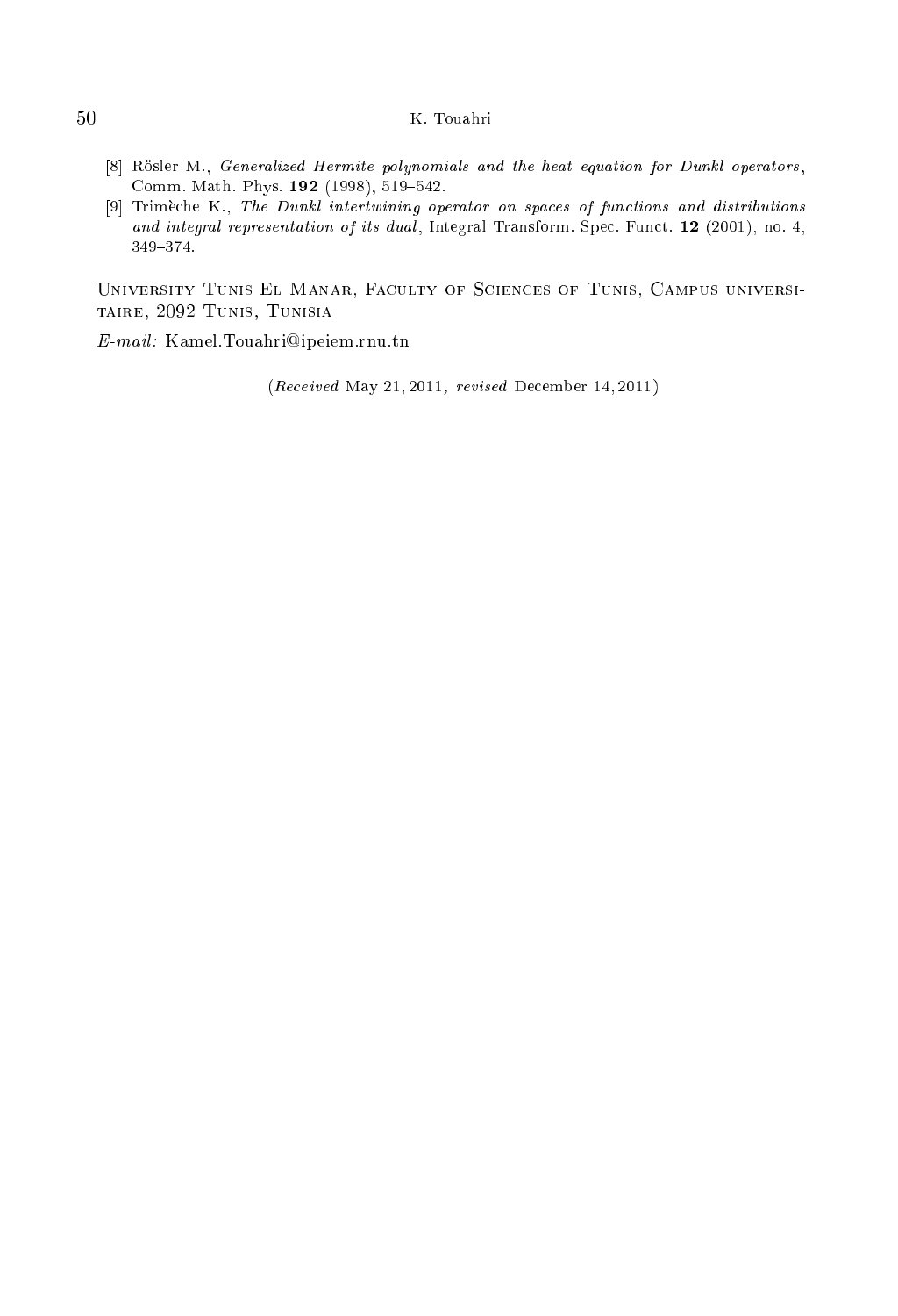[8] Rösler M., *Generalized Hermite polynomials and the heat equation for Dunkl operators*, Comm. Math. Phys. **192** (1998), 519–542.

[9] Trimèche K., *The Dunkl intertwining operator on spaces of functions and distributions and integral representation of its dual*, Integral Transform. Spec. Funct. **12** (2001), no. 4, 349–374.

University Tunis El Manar, Faculty of Sciences of Tunis, Campus universitaire, 2092 Tunis, Tunisia

*E-mail:* Kamel.Touahri@ipeiem.rnu.tn

(*Received* May 21, 2011, *revised* December 14, 2011)